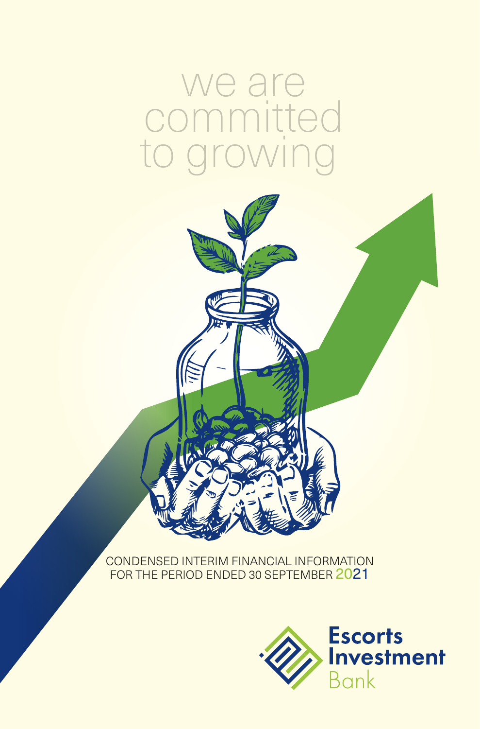# we are committed to growing

CONDENSED INTERIM FINANCIAL INFORMATION
FOR THE PERIOD ENDED 30 SEPTEMBER 2021

**Escorts Investment** Bank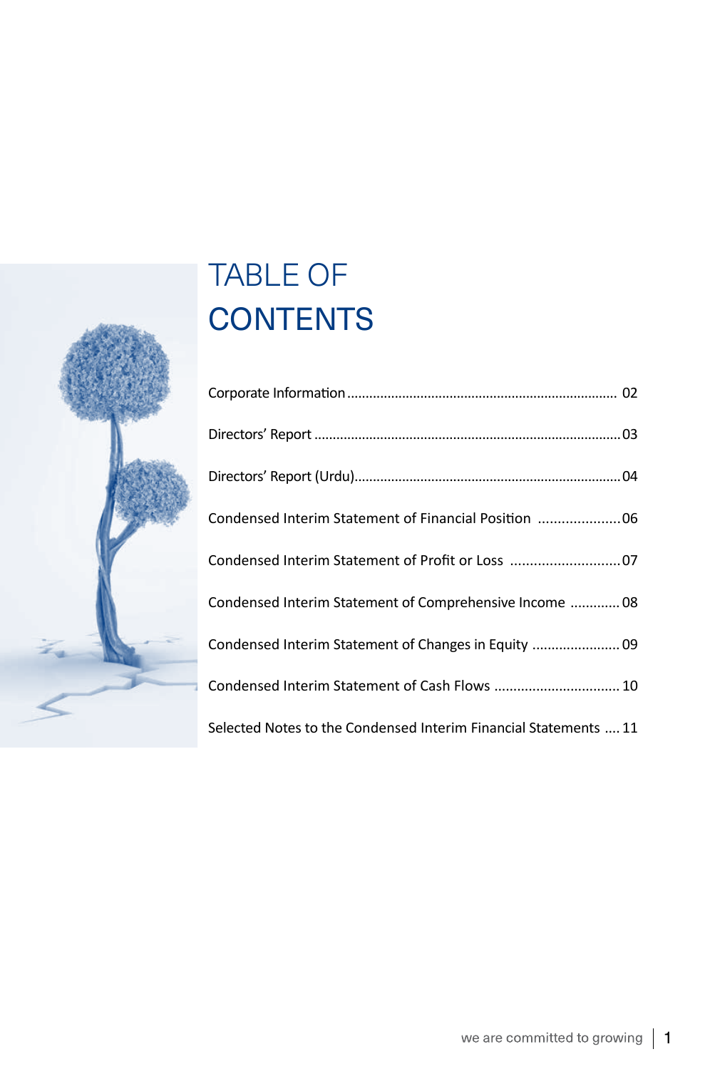# TABLE OF CONTENTS

| | |
|---|---|
| Corporate Information | 02 |
| Directors' Report | 03 |
| Directors' Report (Urdu) | 04 |
| Condensed Interim Statement of Financial Position | 06 |
| Condensed Interim Statement of Profit or Loss | 07 |
| Condensed Interim Statement of Comprehensive Income | 08 |
| Condensed Interim Statement of Changes in Equity | 09 |
| Condensed Interim Statement of Cash Flows | 10 |
| Selected Notes to the Condensed Interim Financial Statements | 11 |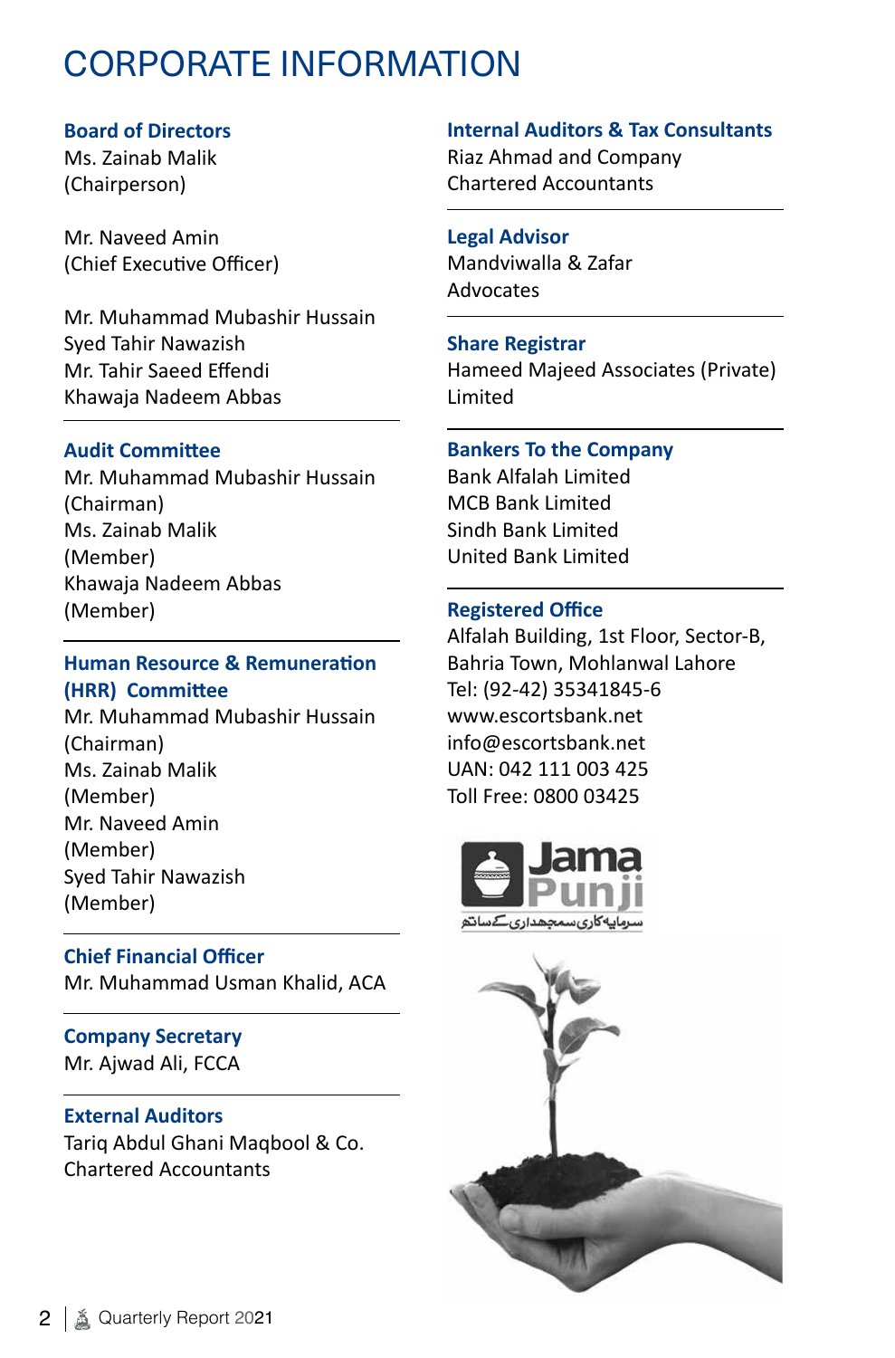# CORPORATE INFORMATION

### Board of Directors

Ms. Zainab Malik
(Chairperson)

Mr. Naveed Amin
(Chief Executive Officer)

Mr. Muhammad Mubashir Hussain
Syed Tahir Nawazish
Mr. Tahir Saeed Effendi
Khawaja Nadeem Abbas

### Audit Committee

Mr. Muhammad Mubashir Hussain
(Chairman)
Ms. Zainab Malik
(Member)
Khawaja Nadeem Abbas
(Member)

### Human Resource & Remuneration (HRR) Committee

Mr. Muhammad Mubashir Hussain
(Chairman)
Ms. Zainab Malik
(Member)
Mr. Naveed Amin
(Member)
Syed Tahir Nawazish
(Member)

### Chief Financial Officer

Mr. Muhammad Usman Khalid, ACA

### Company Secretary

Mr. Ajwad Ali, FCCA

### External Auditors

Tariq Abdul Ghani Maqbool & Co.
Chartered Accountants

### Internal Auditors & Tax Consultants

Riaz Ahmad and Company
Chartered Accountants

### Legal Advisor

Mandviwalla & Zafar
Advocates

### Share Registrar

Hameed Majeed Associates (Private) Limited

### Bankers To the Company

Bank Alfalah Limited
MCB Bank Limited
Sindh Bank Limited
United Bank Limited

### Registered Office

Alfalah Building, 1st Floor, Sector-B,
Bahria Town, Mohlanwal Lahore
Tel: (92-42) 35341845-6
www.escortsbank.net
info@escortsbank.net
UAN: 042 111 003 425
Toll Free: 0800 03425

Jama Punji
سرمایہ کاری سمجھداری کے ساتھ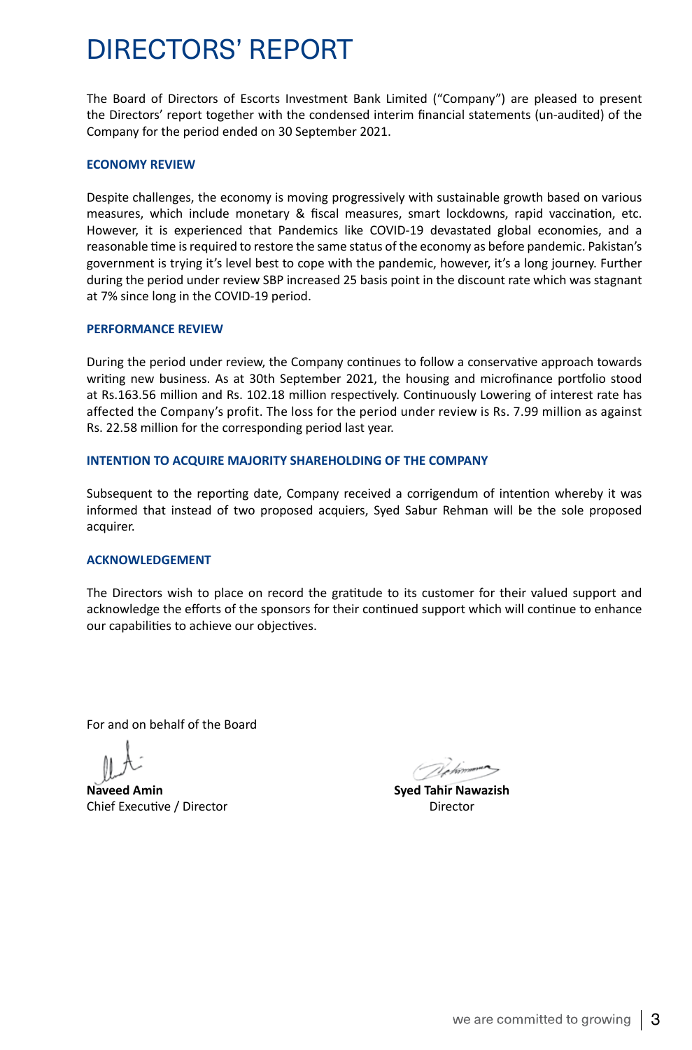# DIRECTORS' REPORT

The Board of Directors of Escorts Investment Bank Limited ("Company") are pleased to present the Directors' report together with the condensed interim financial statements (un-audited) of the Company for the period ended on 30 September 2021.

### ECONOMY REVIEW

Despite challenges, the economy is moving progressively with sustainable growth based on various measures, which include monetary & fiscal measures, smart lockdowns, rapid vaccination, etc. However, it is experienced that Pandemics like COVID-19 devastated global economies, and a reasonable time is required to restore the same status of the economy as before pandemic. Pakistan's government is trying it's level best to cope with the pandemic, however, it's a long journey. Further during the period under review SBP increased 25 basis point in the discount rate which was stagnant at 7% since long in the COVID-19 period.

### PERFORMANCE REVIEW

During the period under review, the Company continues to follow a conservative approach towards writing new business. As at 30th September 2021, the housing and microfinance portfolio stood at Rs.163.56 million and Rs. 102.18 million respectively. Continuously Lowering of interest rate has affected the Company's profit. The loss for the period under review is Rs. 7.99 million as against Rs. 22.58 million for the corresponding period last year.

### INTENTION TO ACQUIRE MAJORITY SHAREHOLDING OF THE COMPANY

Subsequent to the reporting date, Company received a corrigendum of intention whereby it was informed that instead of two proposed acquiers, Syed Sabur Rehman will be the sole proposed acquirer.

### ACKNOWLEDGEMENT

The Directors wish to place on record the gratitude to its customer for their valued support and acknowledge the efforts of the sponsors for their continued support which will continue to enhance our capabilities to achieve our objectives.

For and on behalf of the Board

**Naveed Amin**
Chief Executive / Director

**Syed Tahir Nawazish**
Director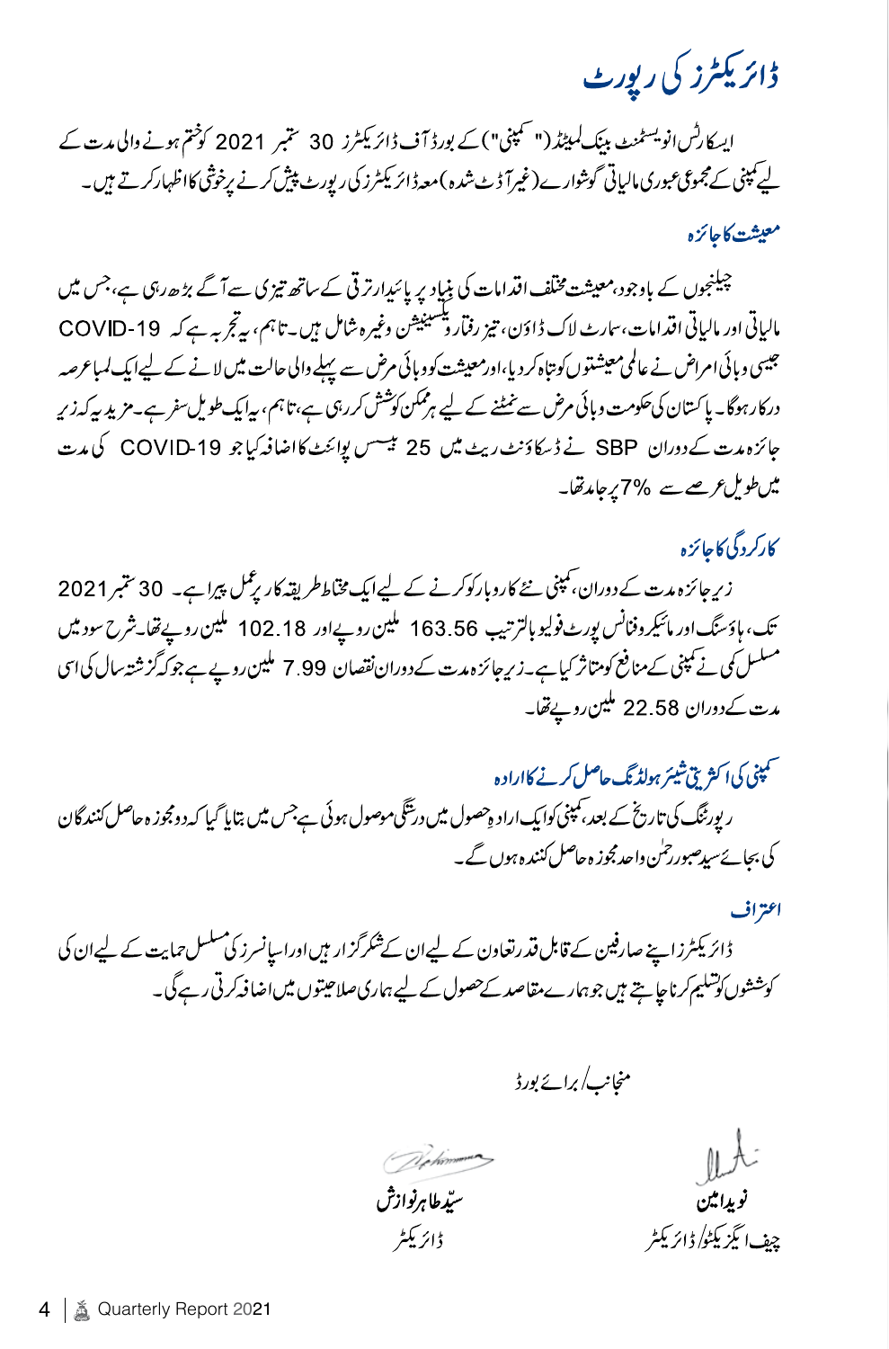# ڈائریکٹرز کی رپورٹ

ایسکارٹس انویسٹمنٹ بینک لمیٹڈ ("کمپنی") کے بورڈ آف ڈائریکٹرز 30 ستمبر 2021 کو ختم ہونے والی مدت کے لیے کمپنی کے مجموعی عبوری مالیاتی گوشوارے (غیر آڈٹ شدہ) معہ ڈائریکٹرز کی رپورٹ پیش کرنے پر خوشی کا اظہار کرتے ہیں۔

## معیشت کا جائزہ

چیلنجوں کے باوجود، معیشت مختلف اقدامات کی بنیاد پر پائیدار ترقی کے ساتھ تیزی سے آگے بڑھ رہی ہے، جس میں مالیاتی اور مالیاتی اقدامات، سمارٹ لاک ڈاؤن، تیز رفتار ویکسینیشن وغیرہ شامل ہیں۔ تاہم، یہ تجربہ ہے کہ COVID-19 جیسی وبائی امراض نے عالمی معیشتوں کو تباہ کر دیا، اور معیشت کو وبائی مرض سے پہلے والی حالت میں لانے کے لیے ایک لمبا عرصہ درکار ہوگا۔ پاکستان کی حکومت وبائی مرض سے نمٹنے کے لیے ہر ممکن کوشش کر رہی ہے، تاہم، یہ ایک طویل سفر ہے۔ مزید یہ کہ زیر جائزہ مدت کے دوران SBP نے ڈسکاؤنٹ ریٹ میں 25 بیسس پوائنٹ کا اضافہ کیا جو COVID-19 کی مدت میں طویل عرصے سے 7% پر جامد تھا۔

## کارکردگی کا جائزہ

زیر جائزہ مدت کے دوران، کمپنی نئے کاروبار کو کرنے کے لیے ایک محتاط طریقہ کار پر عمل پیرا ہے۔ 30 ستمبر 2021 تک، ہاؤسنگ اور مائیکروفنانس پورٹ فولیو بالترتیب 163.56 ملین روپے اور 102.18 ملین روپے تھا۔ شرح سود میں مسلسل کمی نے کمپنی کے منافع کو متاثر کیا ہے۔ زیر جائزہ مدت کے دوران نقصان 7.99 ملین روپے ہے جو کہ گزشتہ سال کی اسی مدت کے دوران 22.58 ملین روپے تھا۔

## کمپنی کی اکثریتی شیئر ہولڈنگ حاصل کرنے کا ارادہ

رپورٹنگ کی تاریخ کے بعد، کمپنی کو ایک ارادہ حصول میں درستگی موصول ہوئی ہے جس میں بتایا گیا کہ دو مجوزہ حاصل کنندگان کی بجائے سید صبور رحمٰن واحد مجوزہ حاصل کنندہ ہوں گے۔

## اعتراف

ڈائریکٹرز اپنے صارفین کے قابل قدر تعاون کے لیے ان کے شکر گزار ہیں اور اسپانسرز کی مسلسل حمایت کے لیے ان کی کوششوں کو تسلیم کرنا چاہتے ہیں جو ہمارے مقاصد کے حصول کے لیے ہماری صلاحیتوں میں اضافہ کرتی رہے گی۔

منجانب / برائے بورڈ

| نوید امین | سیّد طاہر نوازش |
|---|---|
| چیف ایگزیکٹو / ڈائریکٹر | ڈائریکٹر |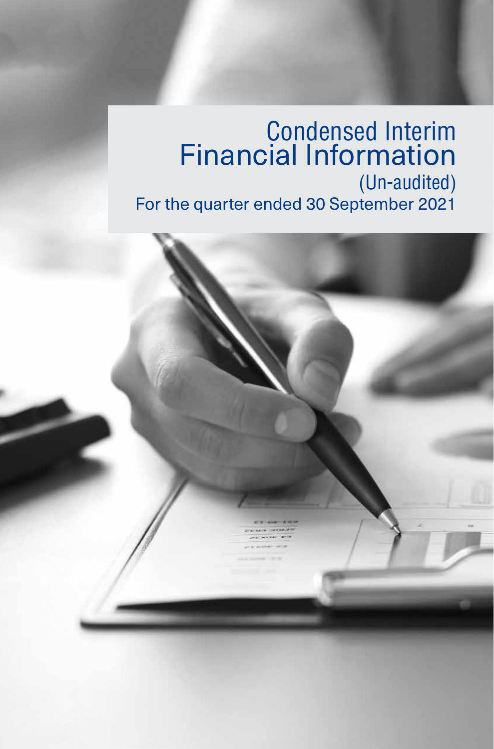# Condensed Interim Financial Information

(Un-audited)

For the quarter ended 30 September 2021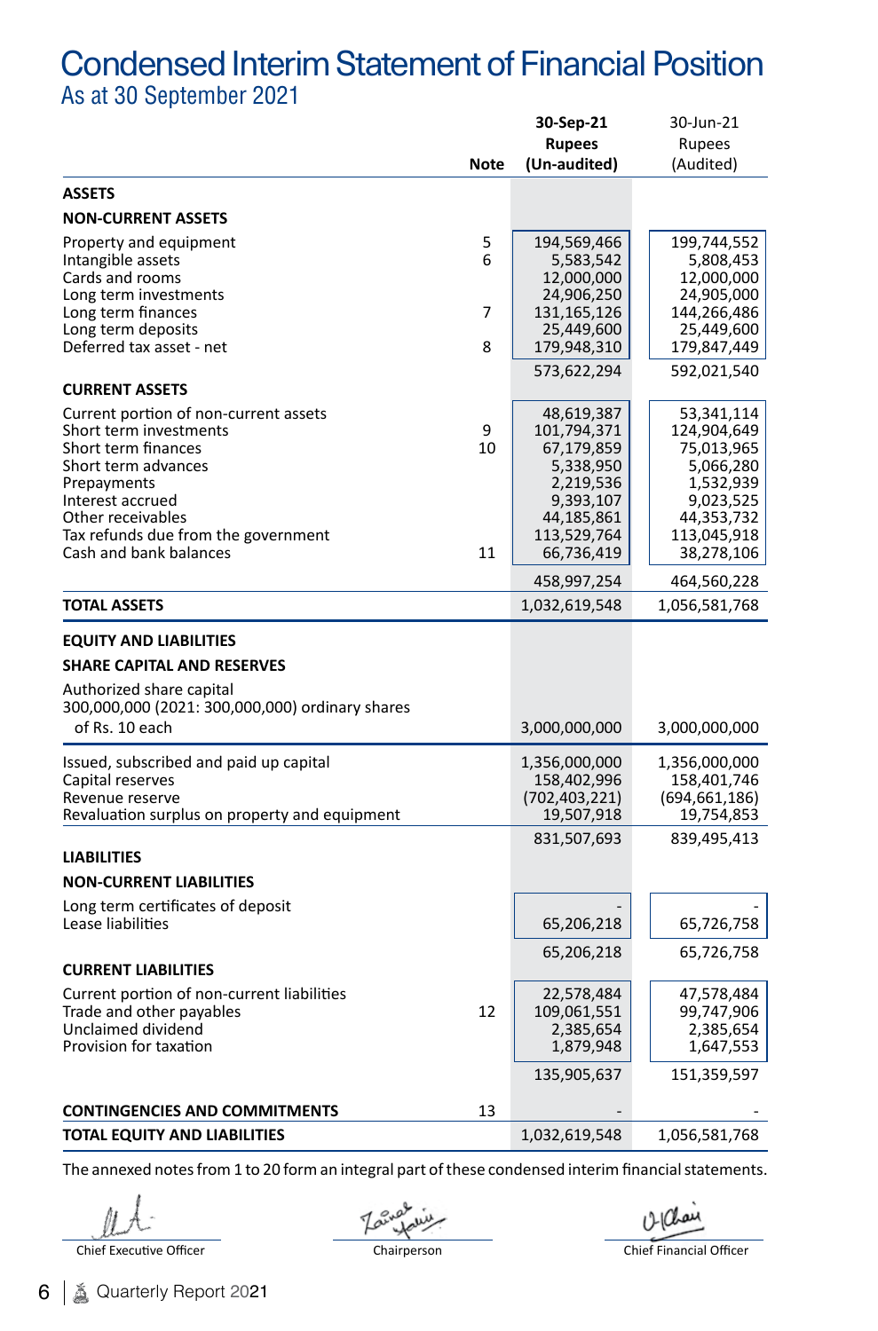# Condensed Interim Statement of Financial Position

## As at 30 September 2021

| | Note | **30-Sep-21 Rupees (Un-audited)** | 30-Jun-21 Rupees (Audited) |
|---|---|---|---|
| **ASSETS** | | | |
| **NON-CURRENT ASSETS** | | | |
| Property and equipment | 5 | 194,569,466 | 199,744,552 |
| Intangible assets | 6 | 5,583,542 | 5,808,453 |
| Cards and rooms | | 12,000,000 | 12,000,000 |
| Long term investments | | 24,906,250 | 24,905,000 |
| Long term finances | 7 | 131,165,126 | 144,266,486 |
| Long term deposits | | 25,449,600 | 25,449,600 |
| Deferred tax asset - net | 8 | 179,948,310 | 179,847,449 |
| | | 573,622,294 | 592,021,540 |
| **CURRENT ASSETS** | | | |
| Current portion of non-current assets | | 48,619,387 | 53,341,114 |
| Short term investments | 9 | 101,794,371 | 124,904,649 |
| Short term finances | 10 | 67,179,859 | 75,013,965 |
| Short term advances | | 5,338,950 | 5,066,280 |
| Prepayments | | 2,219,536 | 1,532,939 |
| Interest accrued | | 9,393,107 | 9,023,525 |
| Other receivables | | 44,185,861 | 44,353,732 |
| Tax refunds due from the government | | 113,529,764 | 113,045,918 |
| Cash and bank balances | 11 | 66,736,419 | 38,278,106 |
| | | 458,997,254 | 464,560,228 |
| **TOTAL ASSETS** | | 1,032,619,548 | 1,056,581,768 |
| **EQUITY AND LIABILITIES** | | | |
| **SHARE CAPITAL AND RESERVES** | | | |
| Authorized share capital 300,000,000 (2021: 300,000,000) ordinary shares of Rs. 10 each | | 3,000,000,000 | 3,000,000,000 |
| Issued, subscribed and paid up capital | | 1,356,000,000 | 1,356,000,000 |
| Capital reserves | | 158,402,996 | 158,401,746 |
| Revenue reserve | | (702,403,221) | (694,661,186) |
| Revaluation surplus on property and equipment | | 19,507,918 | 19,754,853 |
| | | 831,507,693 | 839,495,413 |
| **LIABILITIES** | | | |
| **NON-CURRENT LIABILITIES** | | | |
| Long term certificates of deposit | | - | - |
| Lease liabilities | | 65,206,218 | 65,726,758 |
| | | 65,206,218 | 65,726,758 |
| **CURRENT LIABILITIES** | | | |
| Current portion of non-current liabilities | | 22,578,484 | 47,578,484 |
| Trade and other payables | 12 | 109,061,551 | 99,747,906 |
| Unclaimed dividend | | 2,385,654 | 2,385,654 |
| Provision for taxation | | 1,879,948 | 1,647,553 |
| | | 135,905,637 | 151,359,597 |
| **CONTINGENCIES AND COMMITMENTS** | 13 | - | - |
| **TOTAL EQUITY AND LIABILITIES** | | 1,032,619,548 | 1,056,581,768 |

The annexed notes from 1 to 20 form an integral part of these condensed interim financial statements.

| Chief Executive Officer | Chairperson | Chief Financial Officer |
|---|---|---|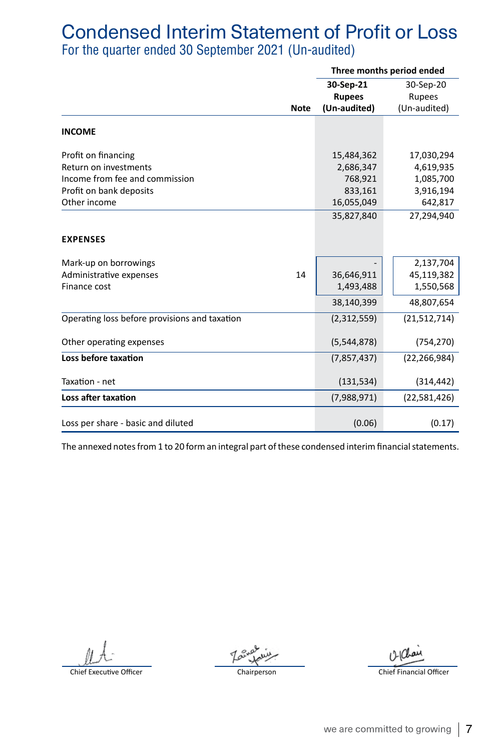# Condensed Interim Statement of Profit or Loss

## For the quarter ended 30 September 2021 (Un-audited)

| | | Three months period ended | |
|---|---|---|---|
| | | **30-Sep-21** | 30-Sep-20 |
| | | **Rupees** | Rupees |
| | **Note** | **(Un-audited)** | (Un-audited) |
| **INCOME** | | | |
| Profit on financing | | 15,484,362 | 17,030,294 |
| Return on investments | | 2,686,347 | 4,619,935 |
| Income from fee and commission | | 768,921 | 1,085,700 |
| Profit on bank deposits | | 833,161 | 3,916,194 |
| Other income | | 16,055,049 | 642,817 |
| | | 35,827,840 | 27,294,940 |
| **EXPENSES** | | | |
| Mark-up on borrowings | | - | 2,137,704 |
| Administrative expenses | 14 | 36,646,911 | 45,119,382 |
| Finance cost | | 1,493,488 | 1,550,568 |
| | | 38,140,399 | 48,807,654 |
| Operating loss before provisions and taxation | | (2,312,559) | (21,512,714) |
| Other operating expenses | | (5,544,878) | (754,270) |
| **Loss before taxation** | | (7,857,437) | (22,266,984) |
| Taxation - net | | (131,534) | (314,442) |
| **Loss after taxation** | | (7,988,971) | (22,581,426) |
| Loss per share - basic and diluted | | (0.06) | (0.17) |

The annexed notes from 1 to 20 form an integral part of these condensed interim financial statements.

Chief Executive Officer

Chairperson

Chief Financial Officer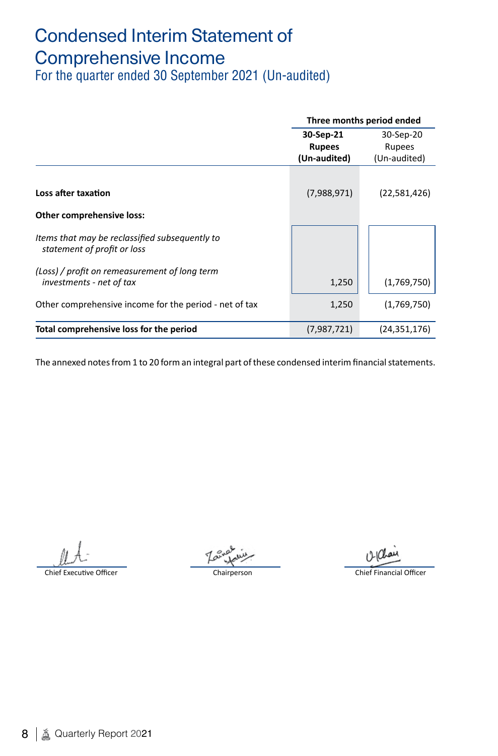# Condensed Interim Statement of Comprehensive Income

For the quarter ended 30 September 2021 (Un-audited)

| | Three months period ended | |
|---|---|---|
| | **30-Sep-21 Rupees (Un-audited)** | 30-Sep-20 Rupees (Un-audited) |
| **Loss after taxation** | (7,988,971) | (22,581,426) |
| **Other comprehensive loss:** | | |
| *Items that may be reclassified subsequently to statement of profit or loss* | | |
| *(Loss) / profit on remeasurement of long term investments - net of tax* | 1,250 | (1,769,750) |
| Other comprehensive income for the period - net of tax | 1,250 | (1,769,750) |
| **Total comprehensive loss for the period** | (7,987,721) | (24,351,176) |

The annexed notes from 1 to 20 form an integral part of these condensed interim financial statements.

Chief Executive Officer

Chairperson

Chief Financial Officer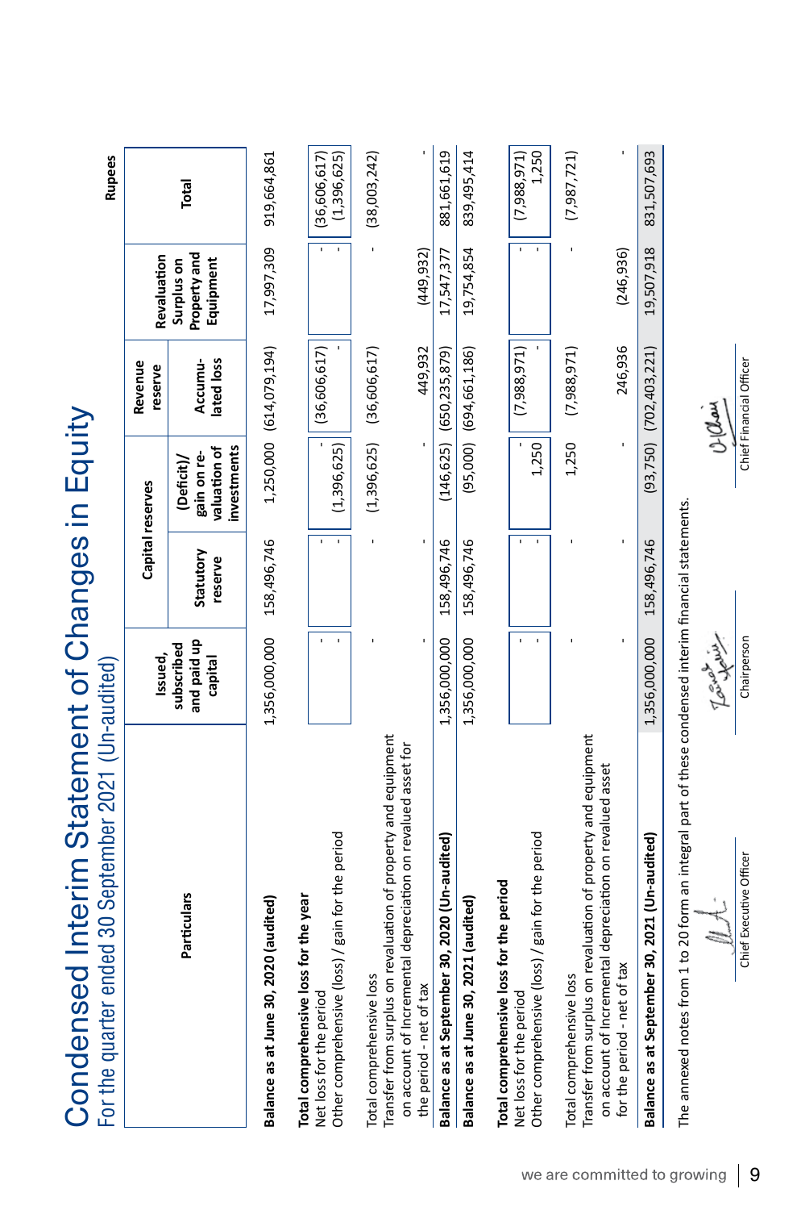# Condensed Interim Statement of Changes in Equity

For the quarter ended 30 September 2021 (Un-audited)

Rupees

| Particulars | Issued, subscribed and paid up capital | Capital reserves | | Revenue reserve | Revaluation Surplus on Property and Equipment | Total |
|---|---|---|---|---|---|---|
| | | Statutory reserve | (Deficit)/ gain on re-valuation of investments | Accumu-lated loss | | |
| **Balance as at June 30, 2020 (audited)** | 1,356,000,000 | 158,496,746 | 1,250,000 | (614,079,194) | 17,997,309 | 919,664,861 |
| **Total comprehensive loss for the year** | | | | | | |
| Net loss for the period | - | - | - | (36,606,617) | - | (36,606,617) |
| Other comprehensive (loss) / gain for the period | - | - | (1,396,625) | - | - | (1,396,625) |
| Total comprehensive loss | - | - | (1,396,625) | (36,606,617) | - | (38,003,242) |
| Transfer from surplus on revaluation of property and equipment on account of Incremental depreciation on revalued asset for the period - net of tax | - | - | - | 449,932 | (449,932) | - |
| **Balance as at September 30, 2020 (Un-audited)** | 1,356,000,000 | 158,496,746 | (146,625) | (650,235,879) | 17,547,377 | 881,661,619 |
| **Balance as at June 30, 2021 (audited)** | 1,356,000,000 | 158,496,746 | (95,000) | (694,661,186) | 19,754,854 | 839,495,414 |
| **Total comprehensive loss for the period** | | | | | | |
| Net loss for the period | - | - | - | (7,988,971) | - | (7,988,971) |
| Other comprehensive (loss) / gain for the period | - | - | 1,250 | - | - | 1,250 |
| Total comprehensive loss | - | - | 1,250 | (7,988,971) | - | (7,987,721) |
| Transfer from surplus on revaluation of property and equipment on account of Incremental depreciation on revalued asset for the period - net of tax | - | - | - | 246,936 | (246,936) | - |
| **Balance as at September 30, 2021 (Un-audited)** | 1,356,000,000 | 158,496,746 | (93,750) | (702,403,221) | 19,507,918 | 831,507,693 |

The annexed notes from 1 to 20 form an integral part of these condensed interim financial statements.

Chief Executive Officer | Chairperson | Chief Financial Officer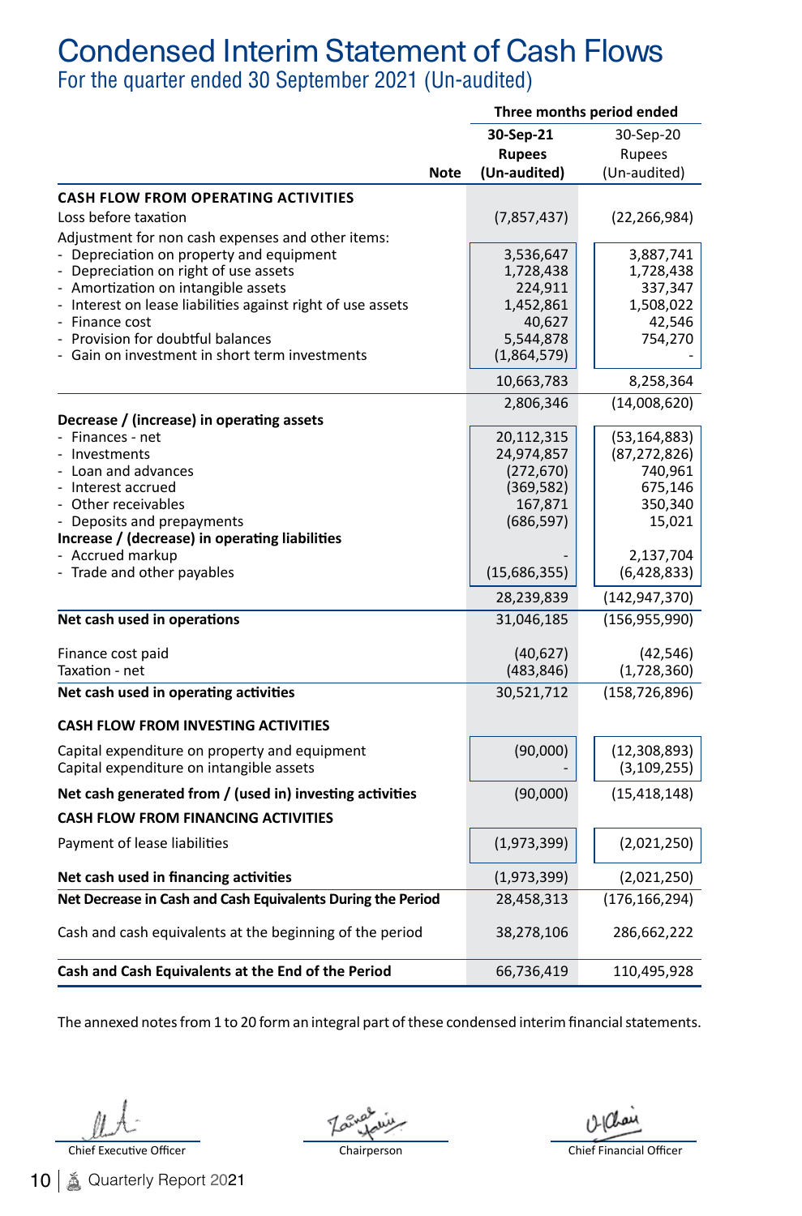# Condensed Interim Statement of Cash Flows

## For the quarter ended 30 September 2021 (Un-audited)

| | Note | Three months period ended | |
|---|---|---|---|
| | | **30-Sep-21** | 30-Sep-20 |
| | | **Rupees** | Rupees |
| | | **(Un-audited)** | (Un-audited) |
| **CASH FLOW FROM OPERATING ACTIVITIES** | | | |
| Loss before taxation | | (7,857,437) | (22,266,984) |
| Adjustment for non cash expenses and other items: | | | |
| - Depreciation on property and equipment | | 3,536,647 | 3,887,741 |
| - Depreciation on right of use assets | | 1,728,438 | 1,728,438 |
| - Amortization on intangible assets | | 224,911 | 337,347 |
| - Interest on lease liabilities against right of use assets | | 1,452,861 | 1,508,022 |
| - Finance cost | | 40,627 | 42,546 |
| - Provision for doubtful balances | | 5,544,878 | 754,270 |
| - Gain on investment in short term investments | | (1,864,579) | - |
| | | 10,663,783 | 8,258,364 |
| | | 2,806,346 | (14,008,620) |
| **Decrease / (increase) in operating assets** | | | |
| - Finances - net | | 20,112,315 | (53,164,883) |
| - Investments | | 24,974,857 | (87,272,826) |
| - Loan and advances | | (272,670) | 740,961 |
| - Interest accrued | | (369,582) | 675,146 |
| - Other receivables | | 167,871 | 350,340 |
| - Deposits and prepayments | | (686,597) | 15,021 |
| **Increase / (decrease) in operating liabilities** | | | |
| - Accrued markup | | - | 2,137,704 |
| - Trade and other payables | | (15,686,355) | (6,428,833) |
| | | 28,239,839 | (142,947,370) |
| **Net cash used in operations** | | 31,046,185 | (156,955,990) |
| Finance cost paid | | (40,627) | (42,546) |
| Taxation - net | | (483,846) | (1,728,360) |
| **Net cash used in operating activities** | | 30,521,712 | (158,726,896) |
| **CASH FLOW FROM INVESTING ACTIVITIES** | | | |
| Capital expenditure on property and equipment | | (90,000) | (12,308,893) |
| Capital expenditure on intangible assets | | - | (3,109,255) |
| **Net cash generated from / (used in) investing activities** | | (90,000) | (15,418,148) |
| **CASH FLOW FROM FINANCING ACTIVITIES** | | | |
| Payment of lease liabilities | | (1,973,399) | (2,021,250) |
| **Net cash used in financing activities** | | (1,973,399) | (2,021,250) |
| **Net Decrease in Cash and Cash Equivalents During the Period** | | 28,458,313 | (176,166,294) |
| Cash and cash equivalents at the beginning of the period | | 38,278,106 | 286,662,222 |
| **Cash and Cash Equivalents at the End of the Period** | | 66,736,419 | 110,495,928 |

The annexed notes from 1 to 20 form an integral part of these condensed interim financial statements.

Chief Executive Officer　　　Chairperson　　　Chief Financial Officer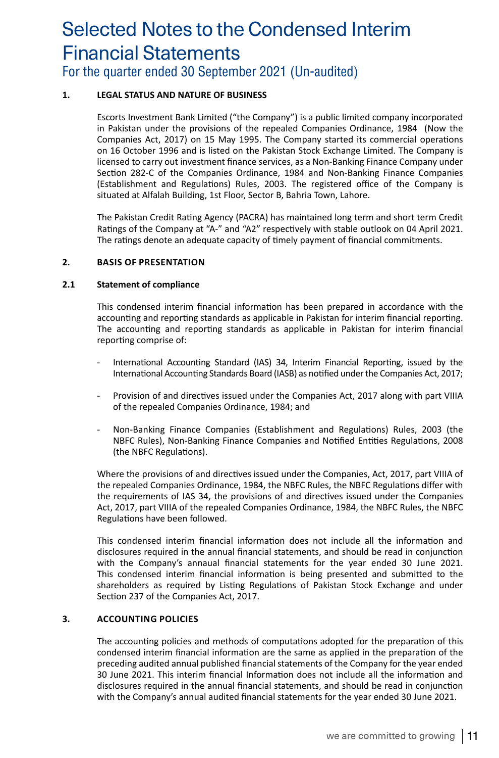# Selected Notes to the Condensed Interim Financial Statements

## For the quarter ended 30 September 2021 (Un-audited)

### 1. LEGAL STATUS AND NATURE OF BUSINESS

Escorts Investment Bank Limited ("the Company") is a public limited company incorporated in Pakistan under the provisions of the repealed Companies Ordinance, 1984 (Now the Companies Act, 2017) on 15 May 1995. The Company started its commercial operations on 16 October 1996 and is listed on the Pakistan Stock Exchange Limited. The Company is licensed to carry out investment finance services, as a Non-Banking Finance Company under Section 282-C of the Companies Ordinance, 1984 and Non-Banking Finance Companies (Establishment and Regulations) Rules, 2003. The registered office of the Company is situated at Alfalah Building, 1st Floor, Sector B, Bahria Town, Lahore.

The Pakistan Credit Rating Agency (PACRA) has maintained long term and short term Credit Ratings of the Company at "A-" and "A2" respectively with stable outlook on 04 April 2021. The ratings denote an adequate capacity of timely payment of financial commitments.

### 2. BASIS OF PRESENTATION

#### 2.1 Statement of compliance

This condensed interim financial information has been prepared in accordance with the accounting and reporting standards as applicable in Pakistan for interim financial reporting. The accounting and reporting standards as applicable in Pakistan for interim financial reporting comprise of:

- International Accounting Standard (IAS) 34, Interim Financial Reporting, issued by the International Accounting Standards Board (IASB) as notified under the Companies Act, 2017;
- Provision of and directives issued under the Companies Act, 2017 along with part VIIIA of the repealed Companies Ordinance, 1984; and
- Non-Banking Finance Companies (Establishment and Regulations) Rules, 2003 (the NBFC Rules), Non-Banking Finance Companies and Notified Entities Regulations, 2008 (the NBFC Regulations).

Where the provisions of and directives issued under the Companies, Act, 2017, part VIIIA of the repealed Companies Ordinance, 1984, the NBFC Rules, the NBFC Regulations differ with the requirements of IAS 34, the provisions of and directives issued under the Companies Act, 2017, part VIIIA of the repealed Companies Ordinance, 1984, the NBFC Rules, the NBFC Regulations have been followed.

This condensed interim financial information does not include all the information and disclosures required in the annual financial statements, and should be read in conjunction with the Company's annaual financial statements for the year ended 30 June 2021. This condensed interim financial information is being presented and submitted to the shareholders as required by Listing Regulations of Pakistan Stock Exchange and under Section 237 of the Companies Act, 2017.

### 3. ACCOUNTING POLICIES

The accounting policies and methods of computations adopted for the preparation of this condensed interim financial information are the same as applied in the preparation of the preceding audited annual published financial statements of the Company for the year ended 30 June 2021. This interim financial Information does not include all the information and disclosures required in the annual financial statements, and should be read in conjunction with the Company's annual audited financial statements for the year ended 30 June 2021.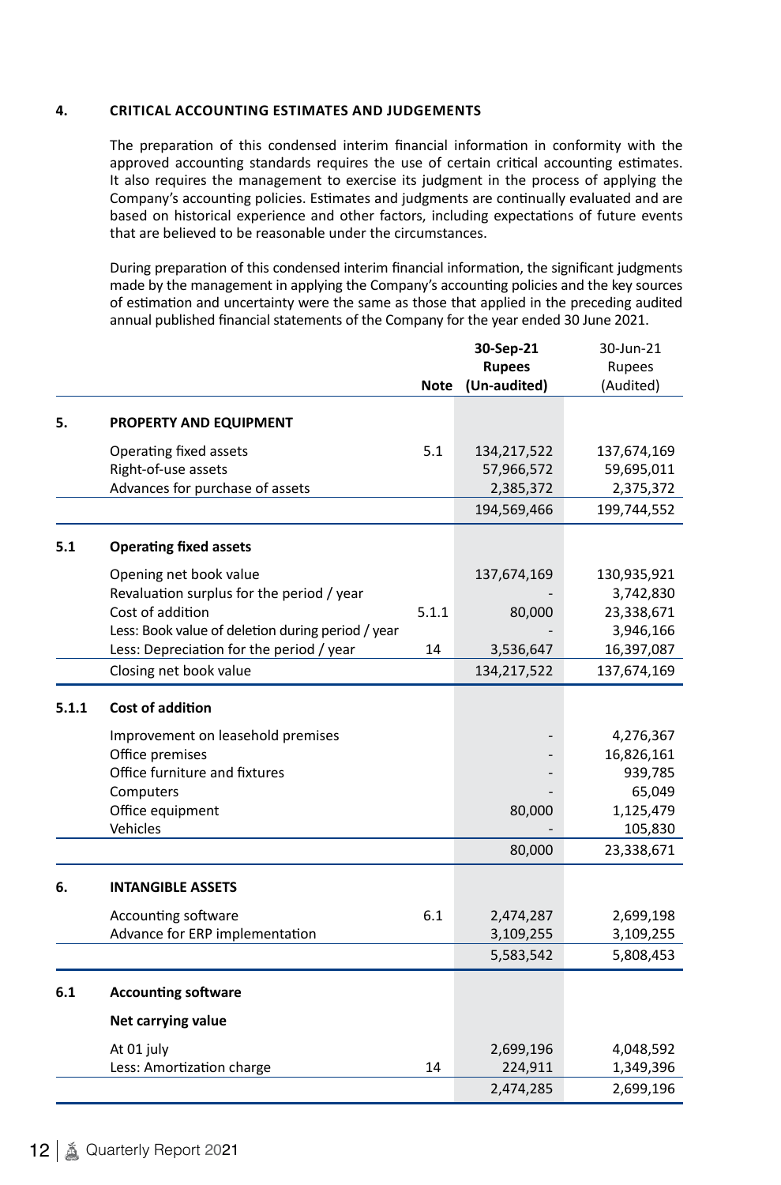## 4. CRITICAL ACCOUNTING ESTIMATES AND JUDGEMENTS

The preparation of this condensed interim financial information in conformity with the approved accounting standards requires the use of certain critical accounting estimates. It also requires the management to exercise its judgment in the process of applying the Company's accounting policies. Estimates and judgments are continually evaluated and are based on historical experience and other factors, including expectations of future events that are believed to be reasonable under the circumstances.

During preparation of this condensed interim financial information, the significant judgments made by the management in applying the Company's accounting policies and the key sources of estimation and uncertainty were the same as those that applied in the preceding audited annual published financial statements of the Company for the year ended 30 June 2021.

| | | Note | **30-Sep-21 Rupees (Un-audited)** | 30-Jun-21 Rupees (Audited) |
|---|---|---|---|---|
| **5.** | **PROPERTY AND EQUIPMENT** | | | |
| | Operating fixed assets | 5.1 | 134,217,522 | 137,674,169 |
| | Right-of-use assets | | 57,966,572 | 59,695,011 |
| | Advances for purchase of assets | | 2,385,372 | 2,375,372 |
| | | | 194,569,466 | 199,744,552 |
| **5.1** | **Operating fixed assets** | | | |
| | Opening net book value | | 137,674,169 | 130,935,921 |
| | Revaluation surplus for the period / year | | - | 3,742,830 |
| | Cost of addition | 5.1.1 | 80,000 | 23,338,671 |
| | Less: Book value of deletion during period / year | | - | 3,946,166 |
| | Less: Depreciation for the period / year | 14 | 3,536,647 | 16,397,087 |
| | Closing net book value | | 134,217,522 | 137,674,169 |
| **5.1.1** | **Cost of addition** | | | |
| | Improvement on leasehold premises | | - | 4,276,367 |
| | Office premises | | - | 16,826,161 |
| | Office furniture and fixtures | | - | 939,785 |
| | Computers | | - | 65,049 |
| | Office equipment | | 80,000 | 1,125,479 |
| | Vehicles | | - | 105,830 |
| | | | 80,000 | 23,338,671 |
| **6.** | **INTANGIBLE ASSETS** | | | |
| | Accounting software | 6.1 | 2,474,287 | 2,699,198 |
| | Advance for ERP implementation | | 3,109,255 | 3,109,255 |
| | | | 5,583,542 | 5,808,453 |
| **6.1** | **Accounting software** | | | |
| | **Net carrying value** | | | |
| | At 01 july | | 2,699,196 | 4,048,592 |
| | Less: Amortization charge | 14 | 224,911 | 1,349,396 |
| | | | 2,474,285 | 2,699,196 |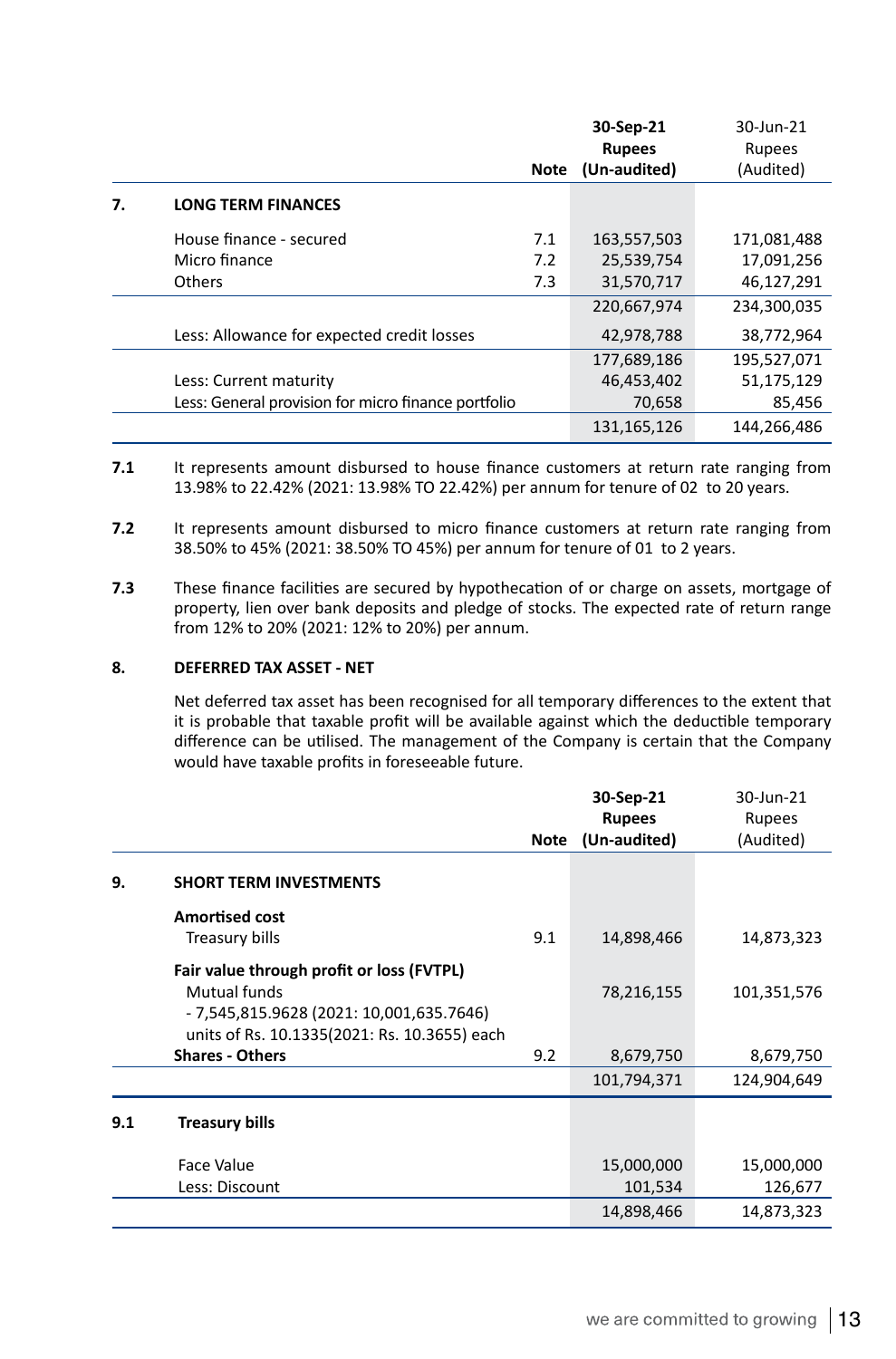| | Note | 30-Sep-21 Rupees (Un-audited) | 30-Jun-21 Rupees (Audited) |
|---|---|---|---|
| **7. LONG TERM FINANCES** | | | |
| House finance - secured | 7.1 | 163,557,503 | 171,081,488 |
| Micro finance | 7.2 | 25,539,754 | 17,091,256 |
| Others | 7.3 | 31,570,717 | 46,127,291 |
| | | 220,667,974 | 234,300,035 |
| Less: Allowance for expected credit losses | | 42,978,788 | 38,772,964 |
| | | 177,689,186 | 195,527,071 |
| Less: Current maturity | | 46,453,402 | 51,175,129 |
| Less: General provision for micro finance portfolio | | 70,658 | 85,456 |
| | | 131,165,126 | 144,266,486 |

**7.1** It represents amount disbursed to house finance customers at return rate ranging from 13.98% to 22.42% (2021: 13.98% TO 22.42%) per annum for tenure of 02 to 20 years.

**7.2** It represents amount disbursed to micro finance customers at return rate ranging from 38.50% to 45% (2021: 38.50% TO 45%) per annum for tenure of 01 to 2 years.

**7.3** These finance facilities are secured by hypothecation of or charge on assets, mortgage of property, lien over bank deposits and pledge of stocks. The expected rate of return range from 12% to 20% (2021: 12% to 20%) per annum.

## 8. DEFERRED TAX ASSET - NET

Net deferred tax asset has been recognised for all temporary differences to the extent that it is probable that taxable profit will be available against which the deductible temporary difference can be utilised. The management of the Company is certain that the Company would have taxable profits in foreseeable future.

| | Note | 30-Sep-21 Rupees (Un-audited) | 30-Jun-21 Rupees (Audited) |
|---|---|---|---|
| **9. SHORT TERM INVESTMENTS** | | | |
| **Amortised cost** | | | |
| Treasury bills | 9.1 | 14,898,466 | 14,873,323 |
| **Fair value through profit or loss (FVTPL)** | | | |
| Mutual funds - 7,545,815.9628 (2021: 10,001,635.7646) units of Rs. 10.1335(2021: Rs. 10.3655) each | | 78,216,155 | 101,351,576 |
| **Shares - Others** | 9.2 | 8,679,750 | 8,679,750 |
| | | 101,794,371 | 124,904,649 |

| **9.1 Treasury bills** | | |
|---|---|---|
| Face Value | 15,000,000 | 15,000,000 |
| Less: Discount | 101,534 | 126,677 |
| | 14,898,466 | 14,873,323 |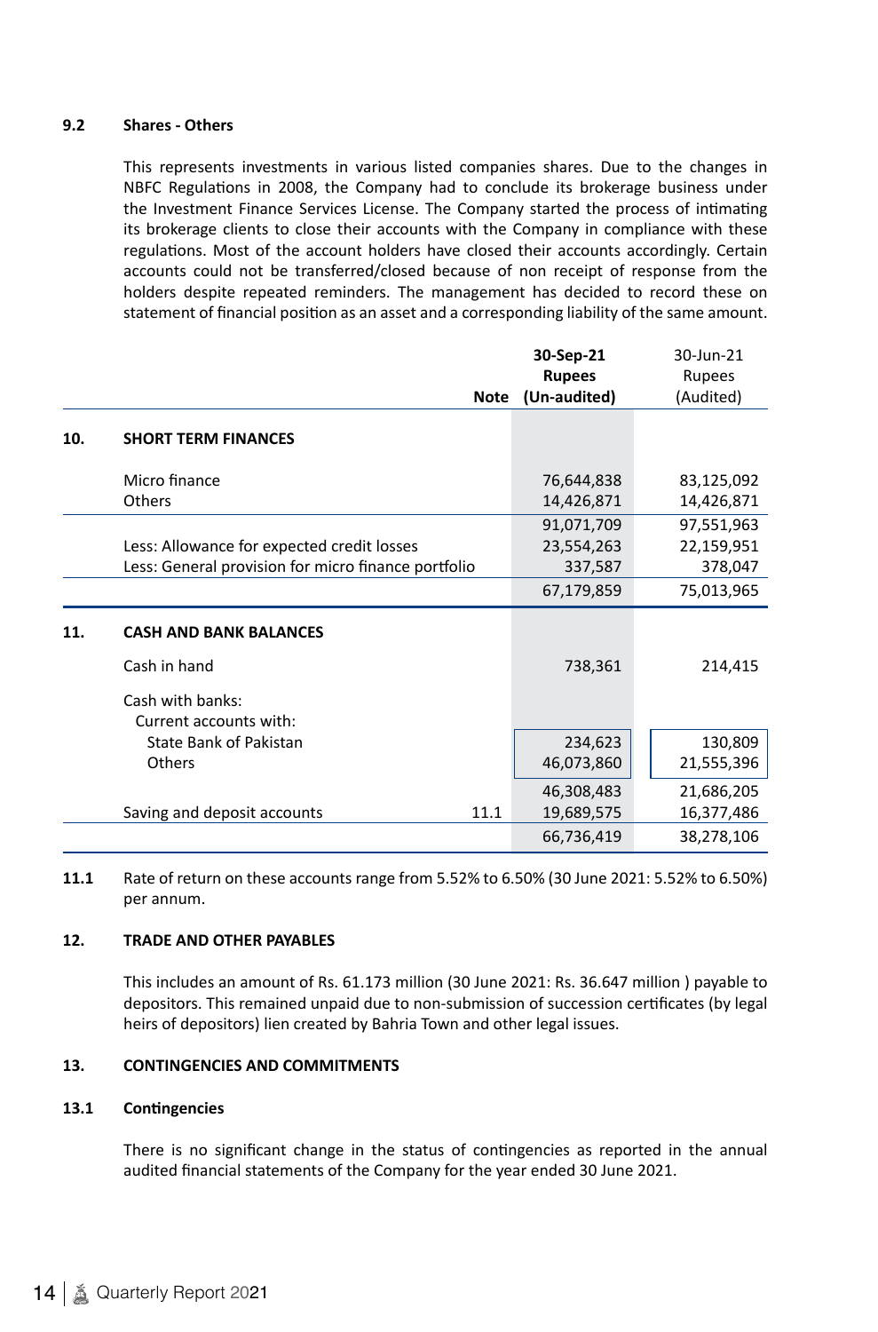### 9.2 Shares - Others

This represents investments in various listed companies shares. Due to the changes in NBFC Regulations in 2008, the Company had to conclude its brokerage business under the Investment Finance Services License. The Company started the process of intimating its brokerage clients to close their accounts with the Company in compliance with these regulations. Most of the account holders have closed their accounts accordingly. Certain accounts could not be transferred/closed because of non receipt of response from the holders despite repeated reminders. The management has decided to record these on statement of financial position as an asset and a corresponding liability of the same amount.

| | | Note | 30-Sep-21 Rupees (Un-audited) | 30-Jun-21 Rupees (Audited) |
|---|---|---|---|---|
| **10.** | **SHORT TERM FINANCES** | | | |
| | Micro finance | | 76,644,838 | 83,125,092 |
| | Others | | 14,426,871 | 14,426,871 |
| | | | 91,071,709 | 97,551,963 |
| | Less: Allowance for expected credit losses | | 23,554,263 | 22,159,951 |
| | Less: General provision for micro finance portfolio | | 337,587 | 378,047 |
| | | | 67,179,859 | 75,013,965 |
| **11.** | **CASH AND BANK BALANCES** | | | |
| | Cash in hand | | 738,361 | 214,415 |
| | Cash with banks: | | | |
| | Current accounts with: | | | |
| | State Bank of Pakistan | | 234,623 | 130,809 |
| | Others | | 46,073,860 | 21,555,396 |
| | | | 46,308,483 | 21,686,205 |
| | Saving and deposit accounts | 11.1 | 19,689,575 | 16,377,486 |
| | | | 66,736,419 | 38,278,106 |

**11.1** Rate of return on these accounts range from 5.52% to 6.50% (30 June 2021: 5.52% to 6.50%) per annum.

### 12. TRADE AND OTHER PAYABLES

This includes an amount of Rs. 61.173 million (30 June 2021: Rs. 36.647 million ) payable to depositors. This remained unpaid due to non-submission of succession certificates (by legal heirs of depositors) lien created by Bahria Town and other legal issues.

### 13. CONTINGENCIES AND COMMITMENTS

#### 13.1 Contingencies

There is no significant change in the status of contingencies as reported in the annual audited financial statements of the Company for the year ended 30 June 2021.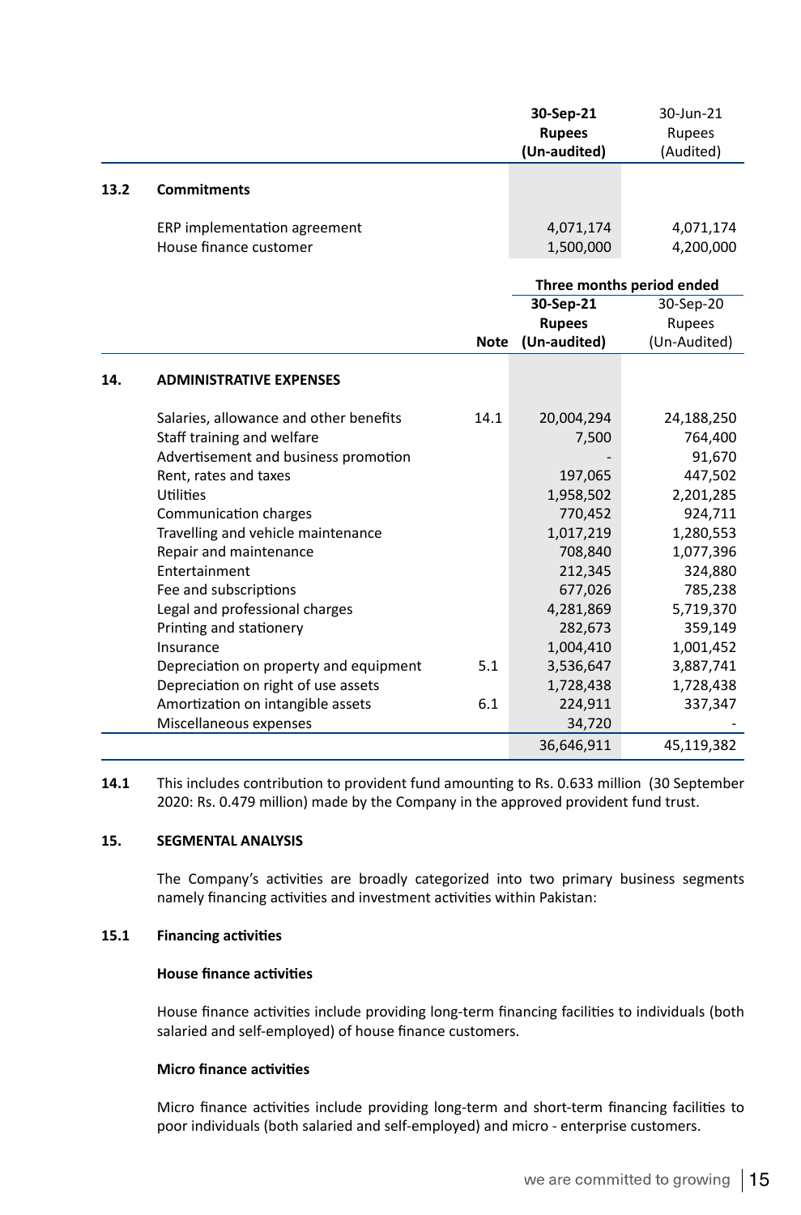|  |  | 30-Sep-21<br>Rupees<br>(Un-audited) | 30-Jun-21<br>Rupees<br>(Audited) |
|---|---|---|---|
| **13.2** | **Commitments** |  |  |
|  | ERP implementation agreement | 4,071,174 | 4,071,174 |
|  | House finance customer | 1,500,000 | 4,200,000 |

|  |  |  | Three months period ended |  |
|---|---|---|---|---|
|  |  | Note | 30-Sep-21<br>Rupees<br>(Un-audited) | 30-Sep-20<br>Rupees<br>(Un-Audited) |
| **14.** | **ADMINISTRATIVE EXPENSES** |  |  |  |
|  | Salaries, allowance and other benefits | 14.1 | 20,004,294 | 24,188,250 |
|  | Staff training and welfare |  | 7,500 | 764,400 |
|  | Advertisement and business promotion |  | - | 91,670 |
|  | Rent, rates and taxes |  | 197,065 | 447,502 |
|  | Utilities |  | 1,958,502 | 2,201,285 |
|  | Communication charges |  | 770,452 | 924,711 |
|  | Travelling and vehicle maintenance |  | 1,017,219 | 1,280,553 |
|  | Repair and maintenance |  | 708,840 | 1,077,396 |
|  | Entertainment |  | 212,345 | 324,880 |
|  | Fee and subscriptions |  | 677,026 | 785,238 |
|  | Legal and professional charges |  | 4,281,869 | 5,719,370 |
|  | Printing and stationery |  | 282,673 | 359,149 |
|  | Insurance |  | 1,004,410 | 1,001,452 |
|  | Depreciation on property and equipment | 5.1 | 3,536,647 | 3,887,741 |
|  | Depreciation on right of use assets |  | 1,728,438 | 1,728,438 |
|  | Amortization on intangible assets | 6.1 | 224,911 | 337,347 |
|  | Miscellaneous expenses |  | 34,720 | - |
|  |  |  | 36,646,911 | 45,119,382 |

**14.1** This includes contribution to provident fund amounting to Rs. 0.633 million (30 September 2020: Rs. 0.479 million) made by the Company in the approved provident fund trust.

## 15. SEGMENTAL ANALYSIS

The Company's activities are broadly categorized into two primary business segments namely financing activities and investment activities within Pakistan:

### 15.1 Financing activities

**House finance activities**

House finance activities include providing long-term financing facilities to individuals (both salaried and self-employed) of house finance customers.

**Micro finance activities**

Micro finance activities include providing long-term and short-term financing facilities to poor individuals (both salaried and self-employed) and micro - enterprise customers.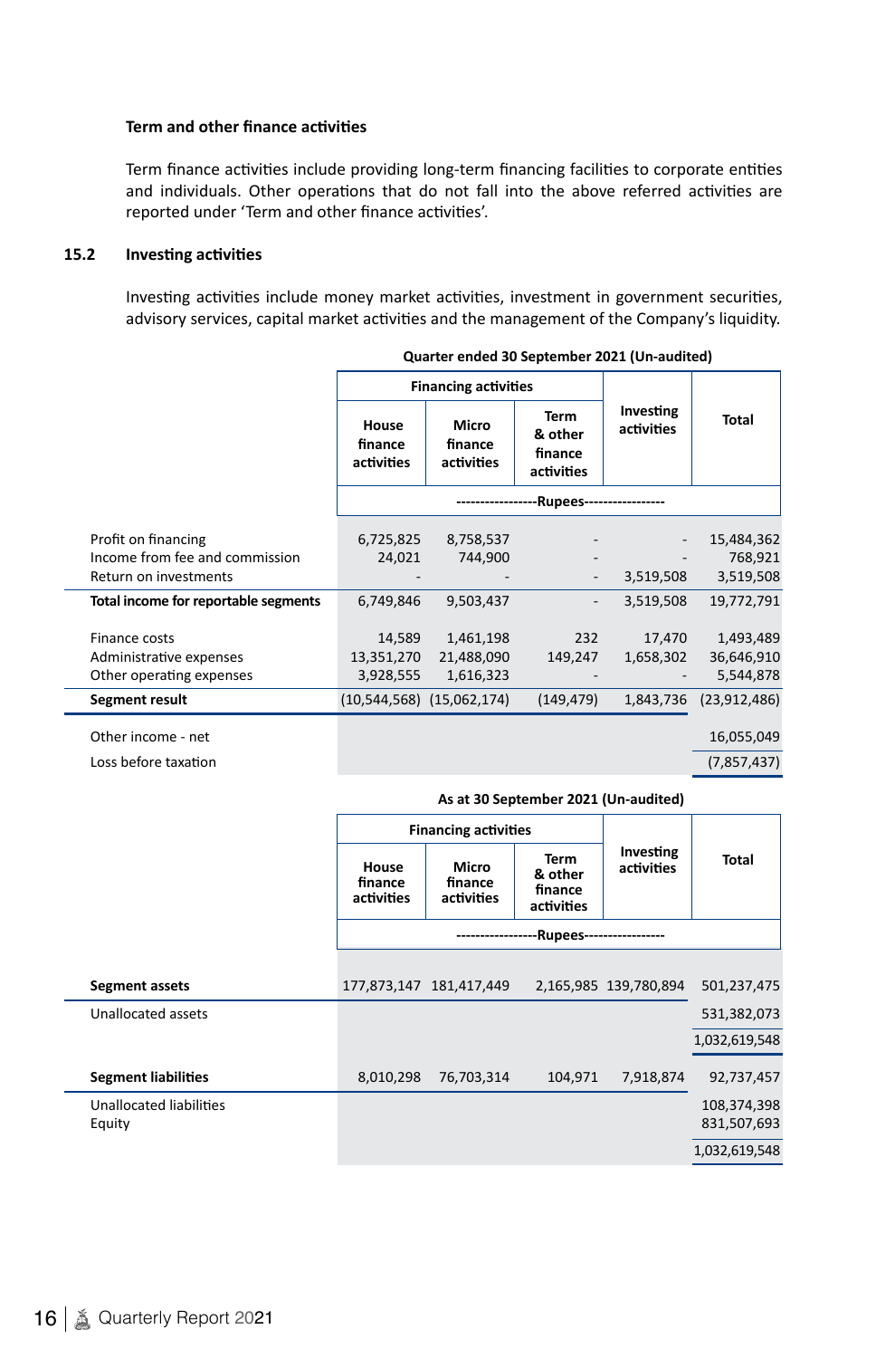**Term and other finance activities**

Term finance activities include providing long-term financing facilities to corporate entities and individuals. Other operations that do not fall into the above referred activities are reported under 'Term and other finance activities'.

## 15.2 Investing activities

Investing activities include money market activities, investment in government securities, advisory services, capital market activities and the management of the Company's liquidity.

**Quarter ended 30 September 2021 (Un-audited)**

| | Financing activities | | | Investing activities | Total |
|---|---|---|---|---|---|
| | House finance activities | Micro finance activities | Term & other finance activities | | |
| | -----------------Rupees----------------- | | | | |
| Profit on financing | 6,725,825 | 8,758,537 | - | - | 15,484,362 |
| Income from fee and commission | 24,021 | 744,900 | - | - | 768,921 |
| Return on investments | - | - | - | 3,519,508 | 3,519,508 |
| **Total income for reportable segments** | 6,749,846 | 9,503,437 | - | 3,519,508 | 19,772,791 |
| Finance costs | 14,589 | 1,461,198 | 232 | 17,470 | 1,493,489 |
| Administrative expenses | 13,351,270 | 21,488,090 | 149,247 | 1,658,302 | 36,646,910 |
| Other operating expenses | 3,928,555 | 1,616,323 | - | - | 5,544,878 |
| **Segment result** | (10,544,568) | (15,062,174) | (149,479) | 1,843,736 | (23,912,486) |
| Other income - net | | | | | 16,055,049 |
| Loss before taxation | | | | | (7,857,437) |

**As at 30 September 2021 (Un-audited)**

| | Financing activities | | | Investing activities | Total |
|---|---|---|---|---|---|
| | House finance activities | Micro finance activities | Term & other finance activities | | |
| | -----------------Rupees----------------- | | | | |
| **Segment assets** | 177,873,147 | 181,417,449 | 2,165,985 | 139,780,894 | 501,237,475 |
| Unallocated assets | | | | | 531,382,073 |
| | | | | | 1,032,619,548 |
| **Segment liabilities** | 8,010,298 | 76,703,314 | 104,971 | 7,918,874 | 92,737,457 |
| Unallocated liabilities | | | | | 108,374,398 |
| Equity | | | | | 831,507,693 |
| | | | | | 1,032,619,548 |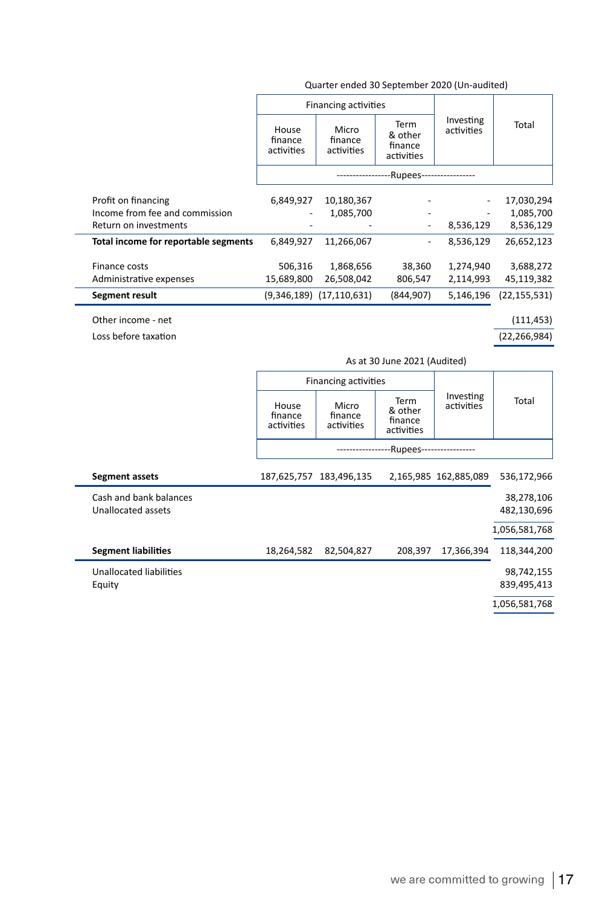Quarter ended 30 September 2020 (Un-audited)

| | Financing activities | | | Investing activities | Total |
|---|---|---|---|---|---|
| | House finance activities | Micro finance activities | Term & other finance activities | | |
| | -----------------Rupees----------------- | | | | |
| Profit on financing | 6,849,927 | 10,180,367 | - | - | 17,030,294 |
| Income from fee and commission | - | 1,085,700 | - | - | 1,085,700 |
| Return on investments | - | - | - | 8,536,129 | 8,536,129 |
| **Total income for reportable segments** | 6,849,927 | 11,266,067 | - | 8,536,129 | 26,652,123 |
| Finance costs | 506,316 | 1,868,656 | 38,360 | 1,274,940 | 3,688,272 |
| Administrative expenses | 15,689,800 | 26,508,042 | 806,547 | 2,114,993 | 45,119,382 |
| **Segment result** | (9,346,189) | (17,110,631) | (844,907) | 5,146,196 | (22,155,531) |
| Other income - net | | | | | (111,453) |
| Loss before taxation | | | | | (22,266,984) |

As at 30 June 2021 (Audited)

| | Financing activities | | | Investing activities | Total |
|---|---|---|---|---|---|
| | House finance activities | Micro finance activities | Term & other finance activities | | |
| | -----------------Rupees----------------- | | | | |
| **Segment assets** | 187,625,757 | 183,496,135 | 2,165,985 | 162,885,089 | 536,172,966 |
| Cash and bank balances | | | | | 38,278,106 |
| Unallocated assets | | | | | 482,130,696 |
| | | | | | 1,056,581,768 |
| **Segment liabilities** | 18,264,582 | 82,504,827 | 208,397 | 17,366,394 | 118,344,200 |
| Unallocated liabilities | | | | | 98,742,155 |
| Equity | | | | | 839,495,413 |
| | | | | | 1,056,581,768 |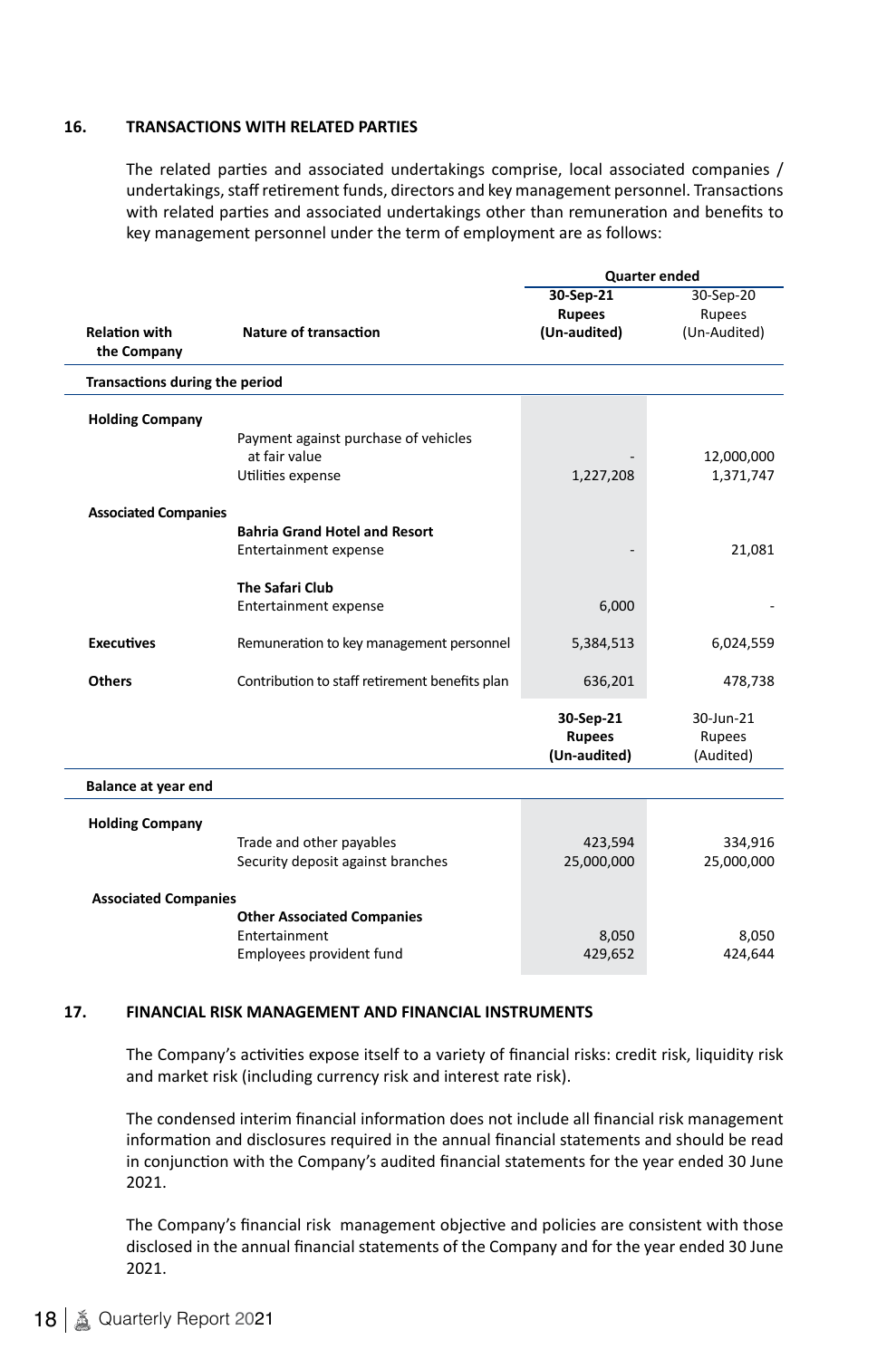**16. TRANSACTIONS WITH RELATED PARTIES**

The related parties and associated undertakings comprise, local associated companies / undertakings, staff retirement funds, directors and key management personnel. Transactions with related parties and associated undertakings other than remuneration and benefits to key management personnel under the term of employment are as follows:

| | | Quarter ended | |
|---|---|---|---|
| **Relation with the Company** | **Nature of transaction** | **30-Sep-21 Rupees (Un-audited)** | 30-Sep-20 Rupees (Un-Audited) |
| **Transactions during the period** | | | |
| **Holding Company** | | | |
| | Payment against purchase of vehicles at fair value | - | 12,000,000 |
| | Utilities expense | 1,227,208 | 1,371,747 |
| **Associated Companies** | | | |
| | **Bahria Grand Hotel and Resort** | | |
| | Entertainment expense | - | 21,081 |
| | **The Safari Club** | | |
| | Entertainment expense | 6,000 | - |
| **Executives** | Remuneration to key management personnel | 5,384,513 | 6,024,559 |
| **Others** | Contribution to staff retirement benefits plan | 636,201 | 478,738 |
| | | **30-Sep-21 Rupees (Un-audited)** | 30-Jun-21 Rupees (Audited) |
| **Balance at year end** | | | |
| **Holding Company** | | | |
| | Trade and other payables | 423,594 | 334,916 |
| | Security deposit against branches | 25,000,000 | 25,000,000 |
| **Associated Companies** | | | |
| | **Other Associated Companies** | | |
| | Entertainment | 8,050 | 8,050 |
| | Employees provident fund | 429,652 | 424,644 |

**17. FINANCIAL RISK MANAGEMENT AND FINANCIAL INSTRUMENTS**

The Company's activities expose itself to a variety of financial risks: credit risk, liquidity risk and market risk (including currency risk and interest rate risk).

The condensed interim financial information does not include all financial risk management information and disclosures required in the annual financial statements and should be read in conjunction with the Company's audited financial statements for the year ended 30 June 2021.

The Company's financial risk management objective and policies are consistent with those disclosed in the annual financial statements of the Company and for the year ended 30 June 2021.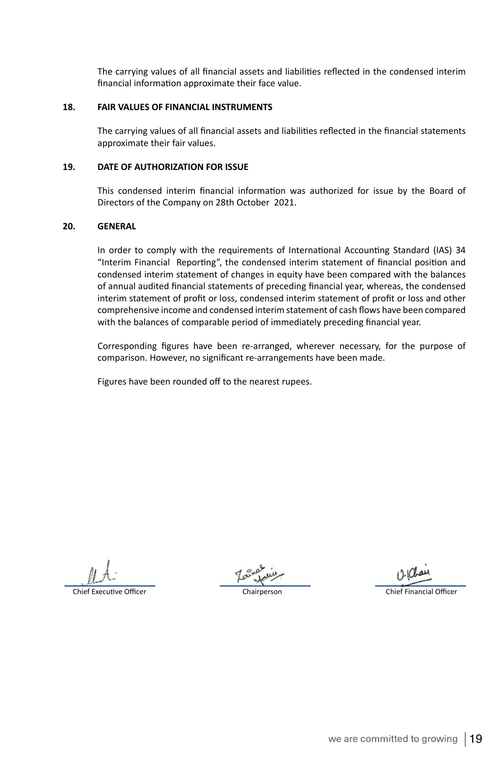The carrying values of all financial assets and liabilities reflected in the condensed interim financial information approximate their face value.

## 18. FAIR VALUES OF FINANCIAL INSTRUMENTS

The carrying values of all financial assets and liabilities reflected in the financial statements approximate their fair values.

## 19. DATE OF AUTHORIZATION FOR ISSUE

This condensed interim financial information was authorized for issue by the Board of Directors of the Company on 28th October 2021.

## 20. GENERAL

In order to comply with the requirements of International Accounting Standard (IAS) 34 "Interim Financial Reporting", the condensed interim statement of financial position and condensed interim statement of changes in equity have been compared with the balances of annual audited financial statements of preceding financial year, whereas, the condensed interim statement of profit or loss, condensed interim statement of profit or loss and other comprehensive income and condensed interim statement of cash flows have been compared with the balances of comparable period of immediately preceding financial year.

Corresponding figures have been re-arranged, wherever necessary, for the purpose of comparison. However, no significant re-arrangements have been made.

Figures have been rounded off to the nearest rupees.

| Chief Executive Officer | Chairperson | Chief Financial Officer |
|---|---|---|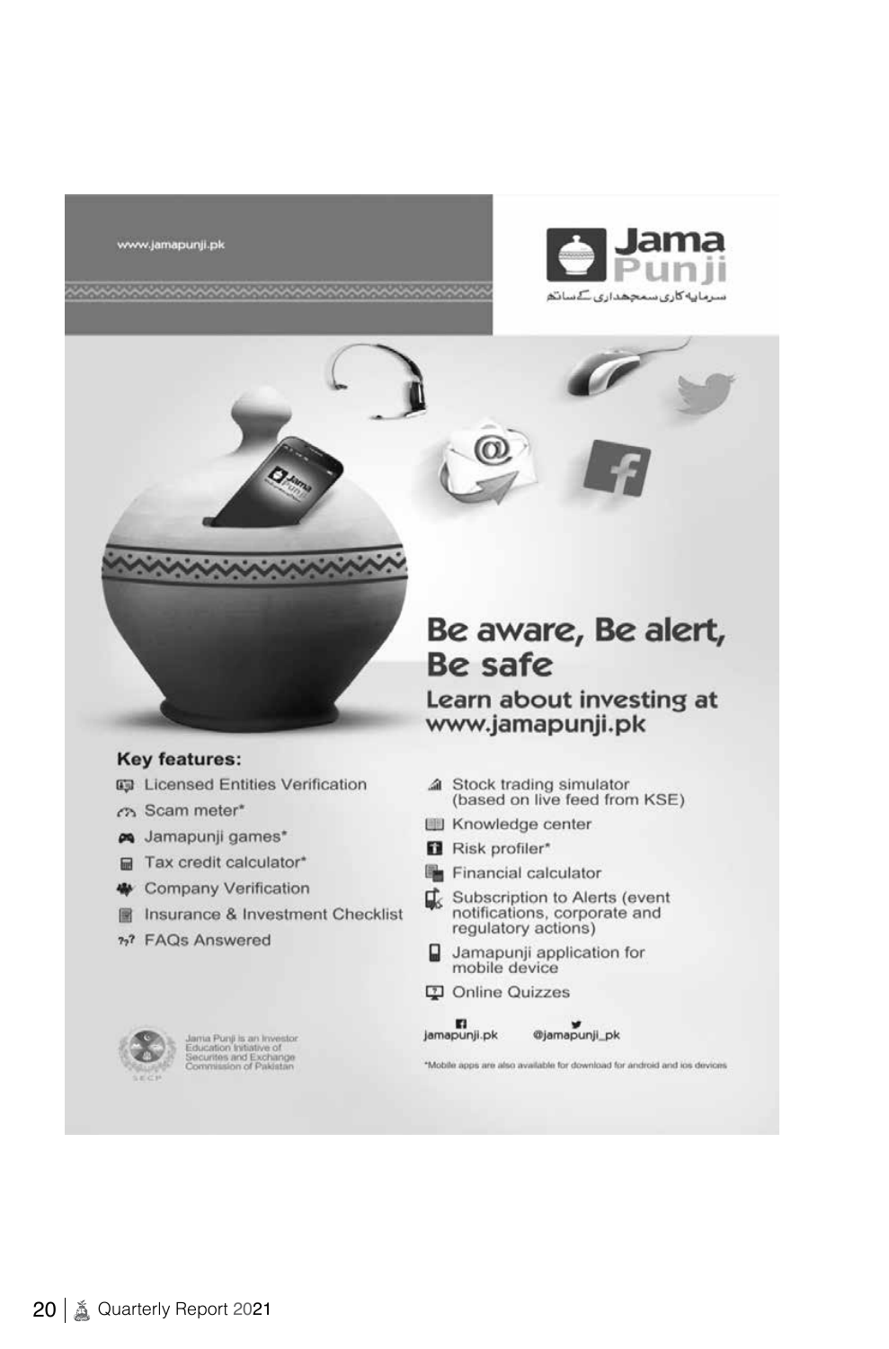www.jamapunji.pk

# Jama Punji

سرمایہ کاری سمجھداری کے ساتھ

## Be aware, Be alert, Be safe

### Learn about investing at www.jamapunji.pk

**Key features:**

- Licensed Entities Verification
- Scam meter*
- Jamapunji games*
- Tax credit calculator*
- Company Verification
- Insurance & Investment Checklist
- FAQs Answered
- Stock trading simulator (based on live feed from KSE)
- Knowledge center
- Risk profiler*
- Financial calculator
- Subscription to Alerts (event notifications, corporate and regulatory actions)
- Jamapunji application for mobile device
- Online Quizzes

jamapunji.pk @jamapunji_pk

Jama Punji is an Investor Education Initiative of Securities and Exchange Commission of Pakistan

*Mobile apps are also available for download for android and ios devices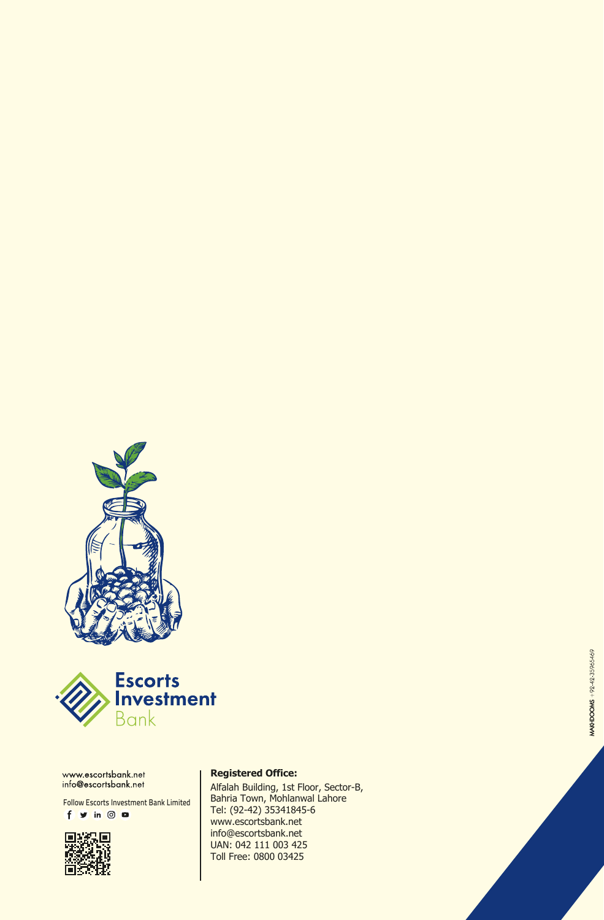Escorts Investment Bank

www.escortsbank.net
info@escortsbank.net

Follow Escorts Investment Bank Limited

**Registered Office:**

Alfalah Building, 1st Floor, Sector-B,
Bahria Town, Mohlanwal Lahore
Tel: (92-42) 35341845-6
www.escortsbank.net
info@escortsbank.net
UAN: 042 111 003 425
Toll Free: 0800 03425

MAKHDOOMS +92-42-35965469